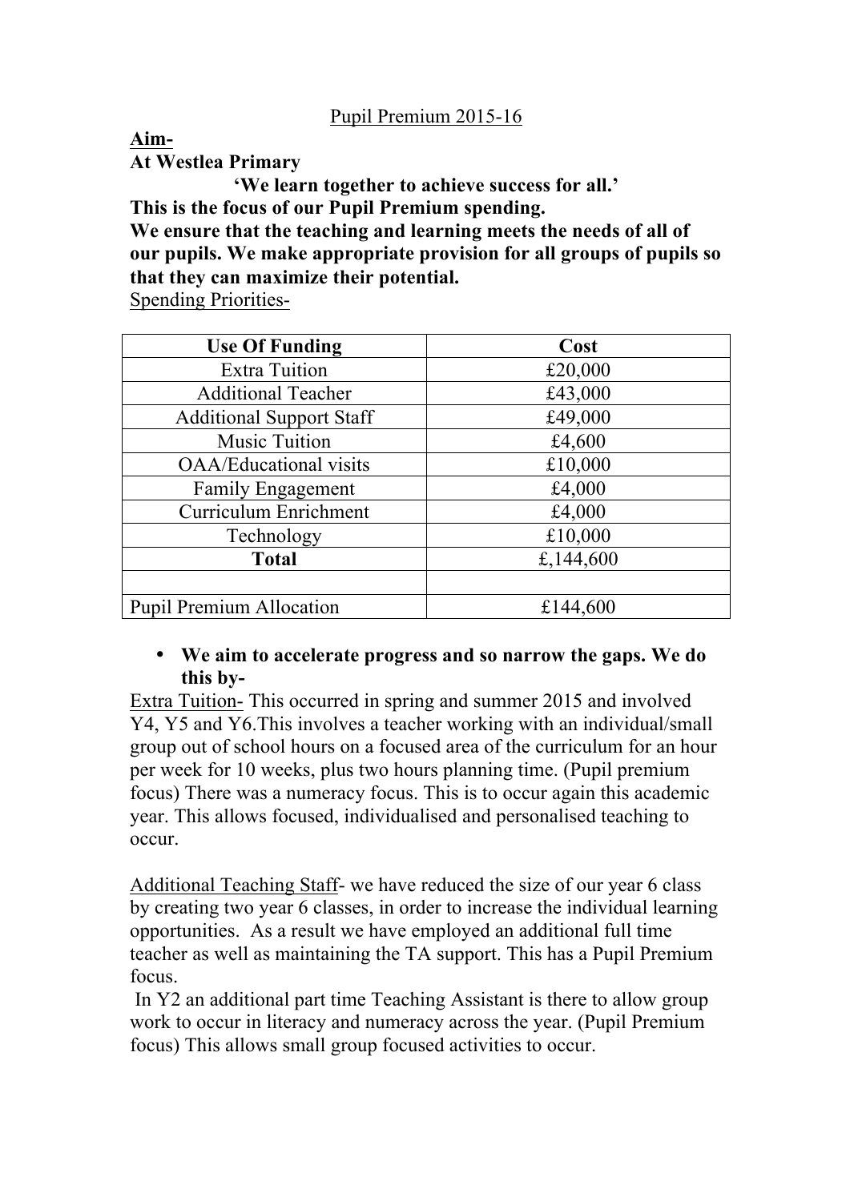Pupil Premium 2015-16

**Aim-**

**At Westlea Primary**

**'We learn together to achieve success for all.'**

**This is the focus of our Pupil Premium spending.**

**We ensure that the teaching and learning meets the needs of all of our pupils. We make appropriate provision for all groups of pupils so that they can maximize their potential.**

Spending Priorities-

| Use Of Funding | Cost |
|---|---|
| Extra Tuition | £20,000 |
| Additional Teacher | £43,000 |
| Additional Support Staff | £49,000 |
| Music Tuition | £4,600 |
| OAA/Educational visits | £10,000 |
| Family Engagement | £4,000 |
| Curriculum Enrichment | £4,000 |
| Technology | £10,000 |
| **Total** | £,144,600 |
| | |
| Pupil Premium Allocation | £144,600 |

- **We aim to accelerate progress and so narrow the gaps. We do this by-**

Extra Tuition- This occurred in spring and summer 2015 and involved Y4, Y5 and Y6.This involves a teacher working with an individual/small group out of school hours on a focused area of the curriculum for an hour per week for 10 weeks, plus two hours planning time. (Pupil premium focus) There was a numeracy focus. This is to occur again this academic year. This allows focused, individualised and personalised teaching to occur.

Additional Teaching Staff- we have reduced the size of our year 6 class by creating two year 6 classes, in order to increase the individual learning opportunities. As a result we have employed an additional full time teacher as well as maintaining the TA support. This has a Pupil Premium focus.

In Y2 an additional part time Teaching Assistant is there to allow group work to occur in literacy and numeracy across the year. (Pupil Premium focus) This allows small group focused activities to occur.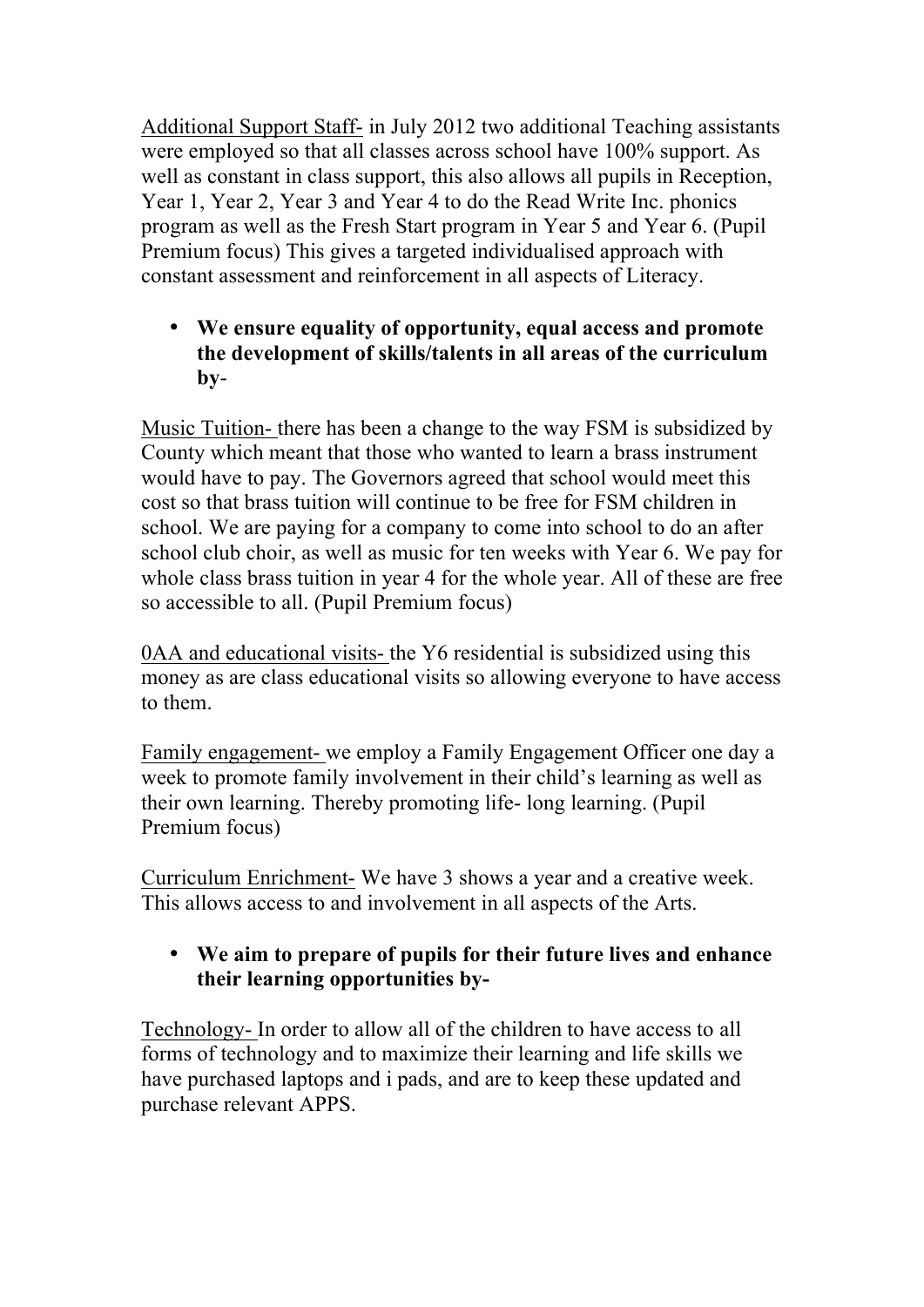Additional Support Staff- in July 2012 two additional Teaching assistants were employed so that all classes across school have 100% support. As well as constant in class support, this also allows all pupils in Reception, Year 1, Year 2, Year 3 and Year 4 to do the Read Write Inc. phonics program as well as the Fresh Start program in Year 5 and Year 6. (Pupil Premium focus) This gives a targeted individualised approach with constant assessment and reinforcement in all aspects of Literacy.

- **We ensure equality of opportunity, equal access and promote the development of skills/talents in all areas of the curriculum by**-

Music Tuition- there has been a change to the way FSM is subsidized by County which meant that those who wanted to learn a brass instrument would have to pay. The Governors agreed that school would meet this cost so that brass tuition will continue to be free for FSM children in school. We are paying for a company to come into school to do an after school club choir, as well as music for ten weeks with Year 6. We pay for whole class brass tuition in year 4 for the whole year. All of these are free so accessible to all. (Pupil Premium focus)

0AA and educational visits- the Y6 residential is subsidized using this money as are class educational visits so allowing everyone to have access to them.

Family engagement- we employ a Family Engagement Officer one day a week to promote family involvement in their child's learning as well as their own learning. Thereby promoting life- long learning. (Pupil Premium focus)

Curriculum Enrichment- We have 3 shows a year and a creative week. This allows access to and involvement in all aspects of the Arts.

- **We aim to prepare of pupils for their future lives and enhance their learning opportunities by-**

Technology- In order to allow all of the children to have access to all forms of technology and to maximize their learning and life skills we have purchased laptops and i pads, and are to keep these updated and purchase relevant APPS.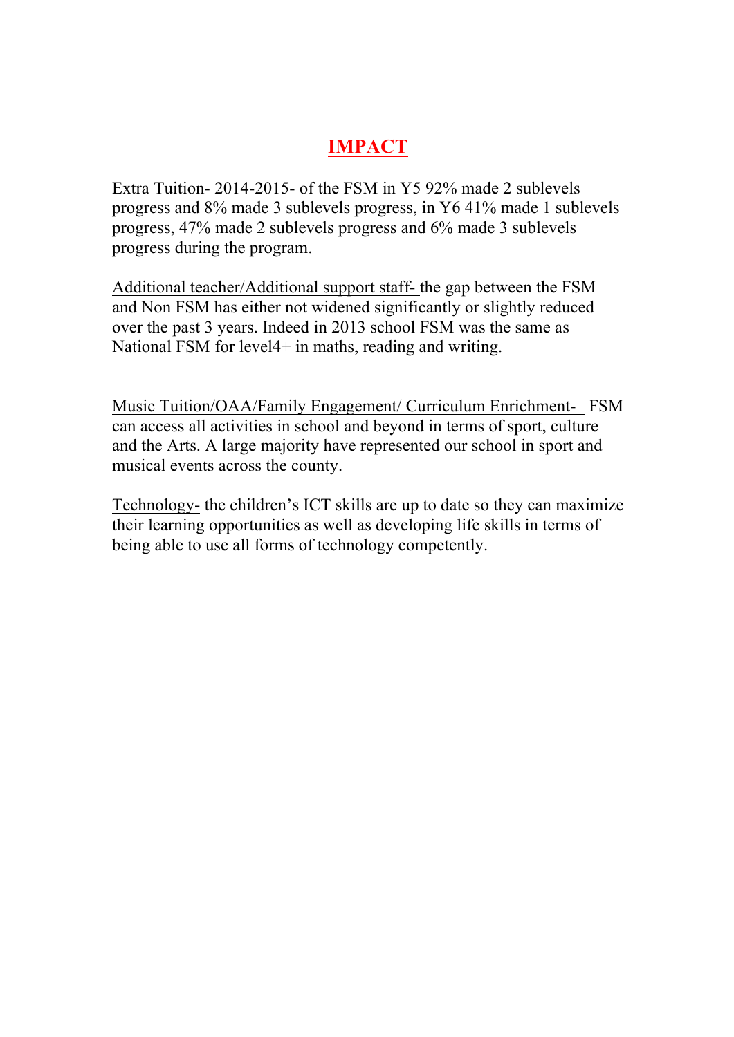# IMPACT

Extra Tuition- 2014-2015- of the FSM in Y5 92% made 2 sublevels progress and 8% made 3 sublevels progress, in Y6 41% made 1 sublevels progress, 47% made 2 sublevels progress and 6% made 3 sublevels progress during the program.

Additional teacher/Additional support staff- the gap between the FSM and Non FSM has either not widened significantly or slightly reduced over the past 3 years. Indeed in 2013 school FSM was the same as National FSM for level4+ in maths, reading and writing.

Music Tuition/OAA/Family Engagement/ Curriculum Enrichment- FSM can access all activities in school and beyond in terms of sport, culture and the Arts. A large majority have represented our school in sport and musical events across the county.

Technology- the children's ICT skills are up to date so they can maximize their learning opportunities as well as developing life skills in terms of being able to use all forms of technology competently.